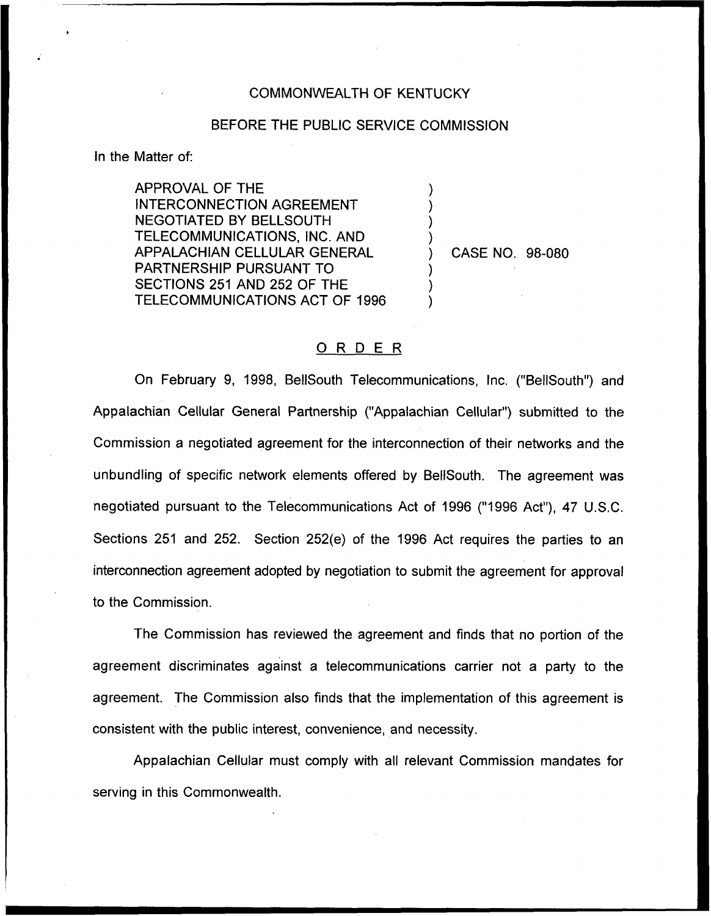COMMONWEALTH OF KENTUCKY

BEFORE THE PUBLIC SERVICE COMMISSION

In the Matter of:

APPROVAL OF THE INTERCONNECTION AGREEMENT NEGOTIATED BY BELLSOUTH TELECOMMUNICATIONS, INC. AND APPALACHIAN CELLULAR GENERAL PARTNERSHIP PURSUANT TO SECTIONS 251 AND 252 OF THE TELECOMMUNICATIONS ACT OF 1996 ) CASE NO. 98-080

# ORDER

On February 9, 1998, BellSouth Telecommunications, Inc. ("BellSouth") and Appalachian Cellular General Partnership ("Appalachian Cellular") submitted to the Commission a negotiated agreement for the interconnection of their networks and the unbundling of specific network elements offered by BellSouth. The agreement was negotiated pursuant to the Telecommunications Act of 1996 ("1996 Act"), 47 U.S.C. Sections 251 and 252. Section 252(e) of the 1996 Act requires the parties to an interconnection agreement adopted by negotiation to submit the agreement for approval to the Commission.

The Commission has reviewed the agreement and finds that no portion of the agreement discriminates against a telecommunications carrier not a party to the agreement. The Commission also finds that the implementation of this agreement is consistent with the public interest, convenience, and necessity.

Appalachian Cellular must comply with all relevant Commission mandates for serving in this Commonwealth.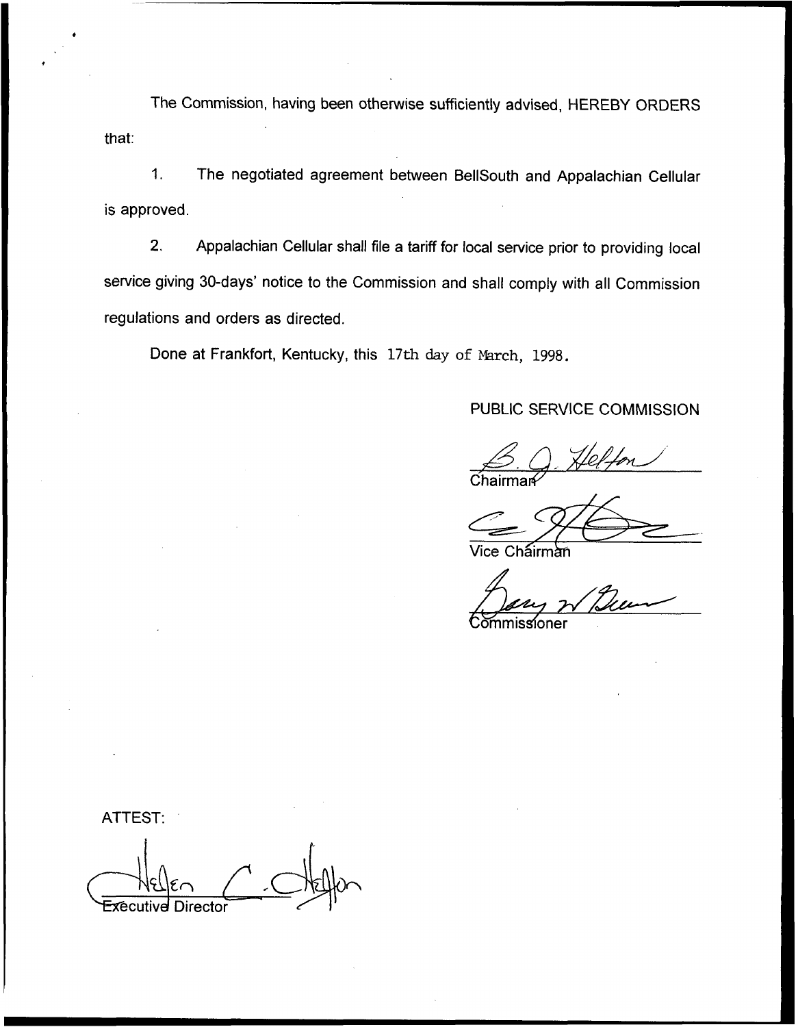The Commission, having been otherwise sufficiently advised, HEREBY ORDERS that:

1. The negotiated agreement between BellSouth and Appalachian Cellular is approved.

2. Appalachian Cellular shall file a tariff for local service prior to providing local service giving 30-days' notice to the Commission and shall comply with all Commission regulations and orders as directed.

Done at Frankfort, Kentucky, this 17th day of March, 1998.

PUBLIC SERVICE COMMISSION

Chairman

Vice Chairman

Commissioner

ATTEST:

Executive Director